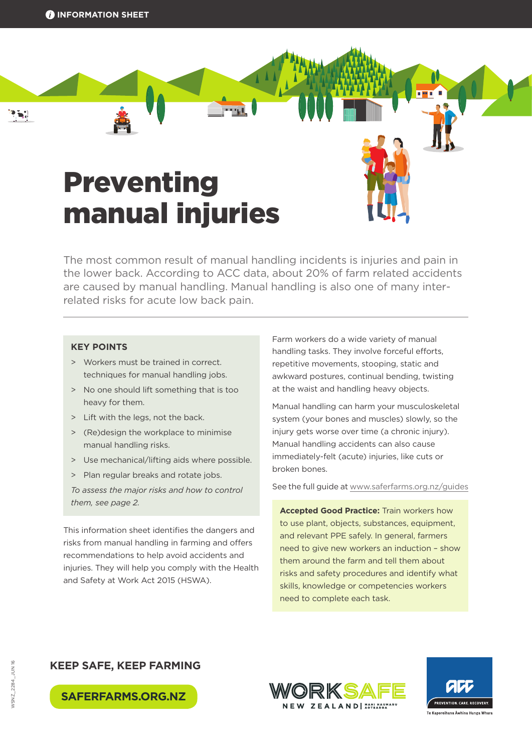INFORMATION SHEET

# Preventing manual injuries

The most common result of manual handling incidents is injuries and pain in the lower back. According to ACC data, about 20% of farm related accidents are caused by manual handling. Manual handling is also one of many inter-related risks for acute low back pain.

## KEY POINTS

- Workers must be trained in correct. techniques for manual handling jobs.
- No one should lift something that is too heavy for them.
- Lift with the legs, not the back.
- (Re)design the workplace to minimise manual handling risks.
- Use mechanical/lifting aids where possible.
- Plan regular breaks and rotate jobs.

*To assess the major risks and how to control them, see page 2.*

This information sheet identifies the dangers and risks from manual handling in farming and offers recommendations to help avoid accidents and injuries. They will help you comply with the Health and Safety at Work Act 2015 (HSWA).

Farm workers do a wide variety of manual handling tasks. They involve forceful efforts, repetitive movements, stooping, static and awkward postures, continual bending, twisting at the waist and handling heavy objects.

Manual handling can harm your musculoskeletal system (your bones and muscles) slowly, so the injury gets worse over time (a chronic injury). Manual handling accidents can also cause immediately-felt (acute) injuries, like cuts or broken bones.

See the full guide at www.saferfarms.org.nz/guides

**Accepted Good Practice:** Train workers how to use plant, objects, substances, equipment, and relevant PPE safely. In general, farmers need to give new workers an induction – show them around the farm and tell them about risks and safety procedures and identify what skills, knowledge or competencies workers need to complete each task.

**KEEP SAFE, KEEP FARMING**

**SAFERFARMS.ORG.NZ**

WORKSAFE NEW ZEALAND | MAHI HAUMARU AOTEAROA

ACC PREVENTION. CARE. RECOVERY. Te Kaporeihana Āwhina Hunga Whara

WSNZ_2284_JUN 16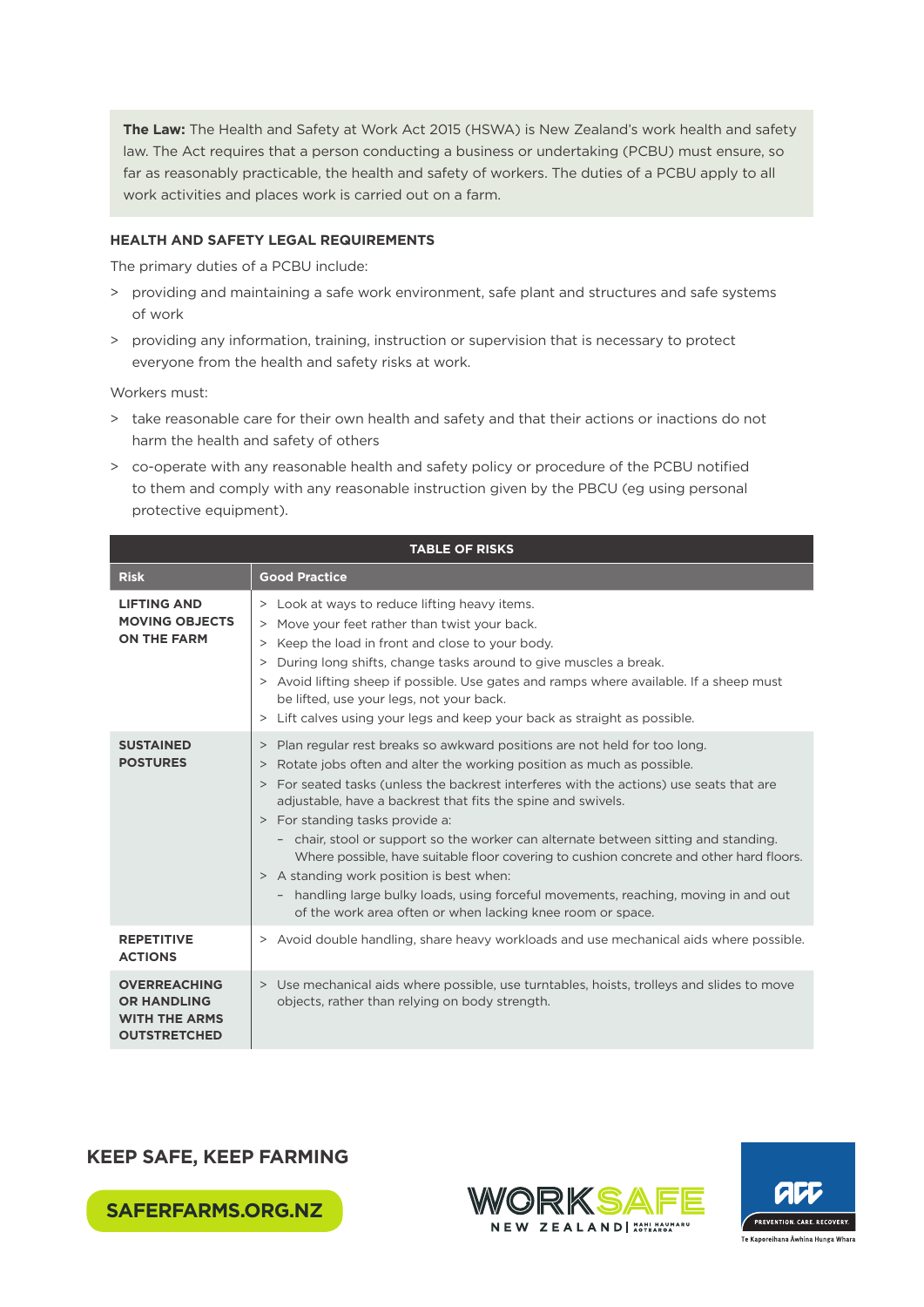**The Law:** The Health and Safety at Work Act 2015 (HSWA) is New Zealand's work health and safety law. The Act requires that a person conducting a business or undertaking (PCBU) must ensure, so far as reasonably practicable, the health and safety of workers. The duties of a PCBU apply to all work activities and places work is carried out on a farm.

## HEALTH AND SAFETY LEGAL REQUIREMENTS

The primary duties of a PCBU include:

> providing and maintaining a safe work environment, safe plant and structures and safe systems of work

> providing any information, training, instruction or supervision that is necessary to protect everyone from the health and safety risks at work.

Workers must:

> take reasonable care for their own health and safety and that their actions or inactions do not harm the health and safety of others

> co-operate with any reasonable health and safety policy or procedure of the PCBU notified to them and comply with any reasonable instruction given by the PBCU (eg using personal protective equipment).

**TABLE OF RISKS**

| Risk | Good Practice |
|---|---|
| **LIFTING AND MOVING OBJECTS ON THE FARM** | > Look at ways to reduce lifting heavy items.<br>> Move your feet rather than twist your back.<br>> Keep the load in front and close to your body.<br>> During long shifts, change tasks around to give muscles a break.<br>> Avoid lifting sheep if possible. Use gates and ramps where available. If a sheep must be lifted, use your legs, not your back.<br>> Lift calves using your legs and keep your back as straight as possible. |
| **SUSTAINED POSTURES** | > Plan regular rest breaks so awkward positions are not held for too long.<br>> Rotate jobs often and alter the working position as much as possible.<br>> For seated tasks (unless the backrest interferes with the actions) use seats that are adjustable, have a backrest that fits the spine and swivels.<br>> For standing tasks provide a:<br>– chair, stool or support so the worker can alternate between sitting and standing. Where possible, have suitable floor covering to cushion concrete and other hard floors.<br>> A standing work position is best when:<br>– handling large bulky loads, using forceful movements, reaching, moving in and out of the work area often or when lacking knee room or space. |
| **REPETITIVE ACTIONS** | > Avoid double handling, share heavy workloads and use mechanical aids where possible. |
| **OVERREACHING OR HANDLING WITH THE ARMS OUTSTRETCHED** | > Use mechanical aids where possible, use turntables, hoists, trolleys and slides to move objects, rather than relying on body strength. |

**KEEP SAFE, KEEP FARMING**

**SAFERFARMS.ORG.NZ**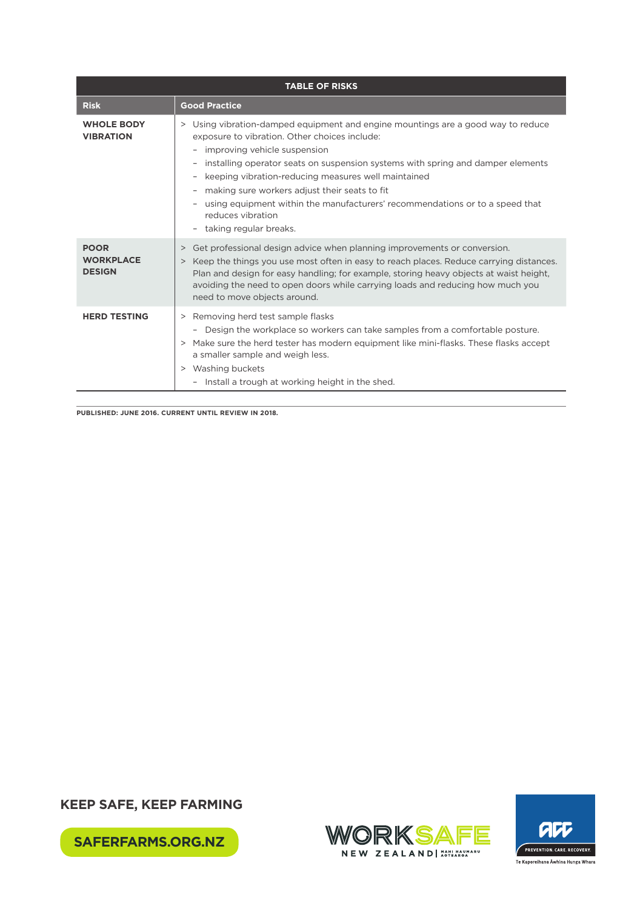| TABLE OF RISKS | |
|---|---|
| **Risk** | **Good Practice** |
| **WHOLE BODY VIBRATION** | > Using vibration-damped equipment and engine mountings are a good way to reduce exposure to vibration. Other choices include:<br>– improving vehicle suspension<br>– installing operator seats on suspension systems with spring and damper elements<br>– keeping vibration-reducing measures well maintained<br>– making sure workers adjust their seats to fit<br>– using equipment within the manufacturers' recommendations or to a speed that reduces vibration<br>– taking regular breaks. |
| **POOR WORKPLACE DESIGN** | > Get professional design advice when planning improvements or conversion.<br>> Keep the things you use most often in easy to reach places. Reduce carrying distances. Plan and design for easy handling; for example, storing heavy objects at waist height, avoiding the need to open doors while carrying loads and reducing how much you need to move objects around. |
| **HERD TESTING** | > Removing herd test sample flasks<br>– Design the workplace so workers can take samples from a comfortable posture.<br>> Make sure the herd tester has modern equipment like mini-flasks. These flasks accept a smaller sample and weigh less.<br>> Washing buckets<br>– Install a trough at working height in the shed. |

**PUBLISHED: JUNE 2016. CURRENT UNTIL REVIEW IN 2018.**

**KEEP SAFE, KEEP FARMING**

**SAFERFARMS.ORG.NZ**

WORKSAFE NEW ZEALAND | MAHI HAUMARU AOTEAROA

ACC PREVENTION. CARE. RECOVERY. Te Kaporeihana Āwhina Hunga Whara